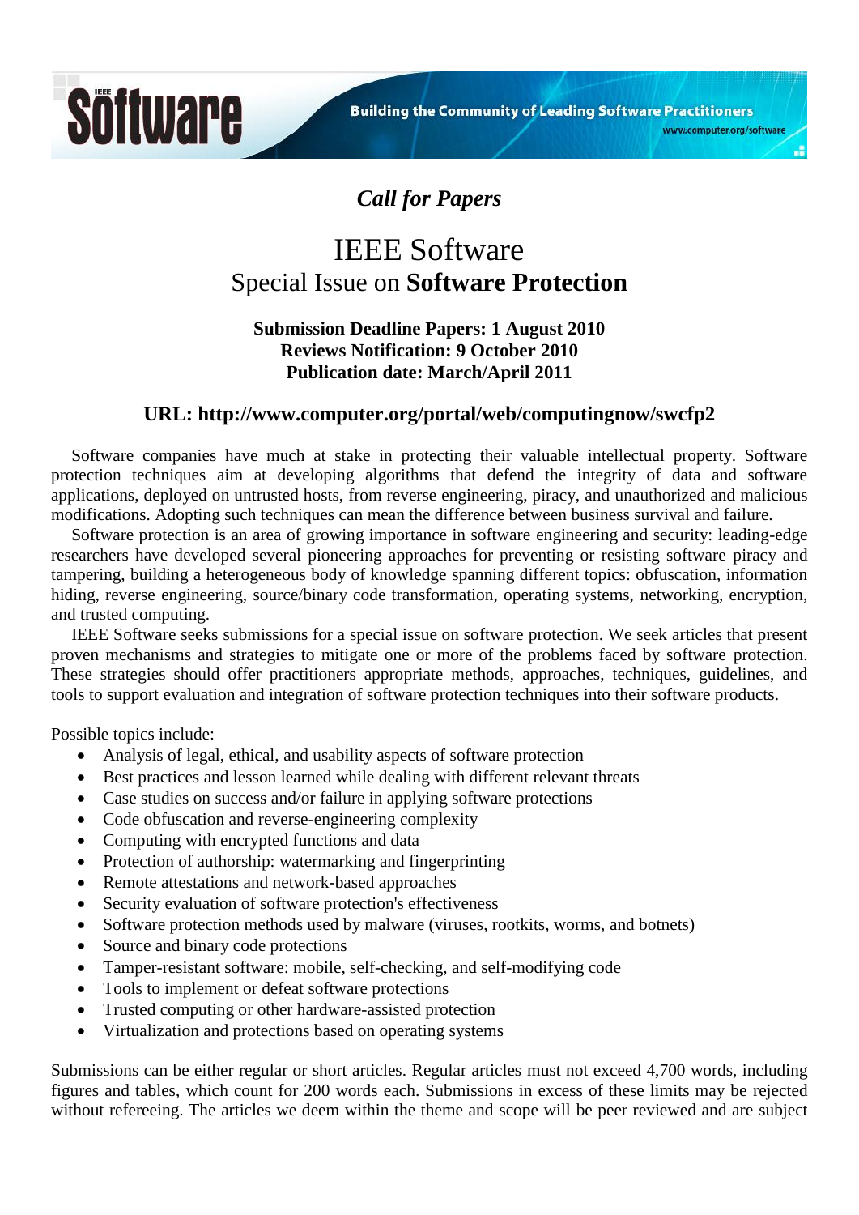*Call for Papers*

# IEEE Software

## Special Issue on **Software Protection**

**Submission Deadline Papers: 1 August 2010**
**Reviews Notification: 9 October 2010**
**Publication date: March/April 2011**

**URL: http://www.computer.org/portal/web/computingnow/swcfp2**

Software companies have much at stake in protecting their valuable intellectual property. Software protection techniques aim at developing algorithms that defend the integrity of data and software applications, deployed on untrusted hosts, from reverse engineering, piracy, and unauthorized and malicious modifications. Adopting such techniques can mean the difference between business survival and failure.

Software protection is an area of growing importance in software engineering and security: leading-edge researchers have developed several pioneering approaches for preventing or resisting software piracy and tampering, building a heterogeneous body of knowledge spanning different topics: obfuscation, information hiding, reverse engineering, source/binary code transformation, operating systems, networking, encryption, and trusted computing.

IEEE Software seeks submissions for a special issue on software protection. We seek articles that present proven mechanisms and strategies to mitigate one or more of the problems faced by software protection. These strategies should offer practitioners appropriate methods, approaches, techniques, guidelines, and tools to support evaluation and integration of software protection techniques into their software products.

Possible topics include:

- Analysis of legal, ethical, and usability aspects of software protection
- Best practices and lesson learned while dealing with different relevant threats
- Case studies on success and/or failure in applying software protections
- Code obfuscation and reverse-engineering complexity
- Computing with encrypted functions and data
- Protection of authorship: watermarking and fingerprinting
- Remote attestations and network-based approaches
- Security evaluation of software protection's effectiveness
- Software protection methods used by malware (viruses, rootkits, worms, and botnets)
- Source and binary code protections
- Tamper-resistant software: mobile, self-checking, and self-modifying code
- Tools to implement or defeat software protections
- Trusted computing or other hardware-assisted protection
- Virtualization and protections based on operating systems

Submissions can be either regular or short articles. Regular articles must not exceed 4,700 words, including figures and tables, which count for 200 words each. Submissions in excess of these limits may be rejected without refereeing. The articles we deem within the theme and scope will be peer reviewed and are subject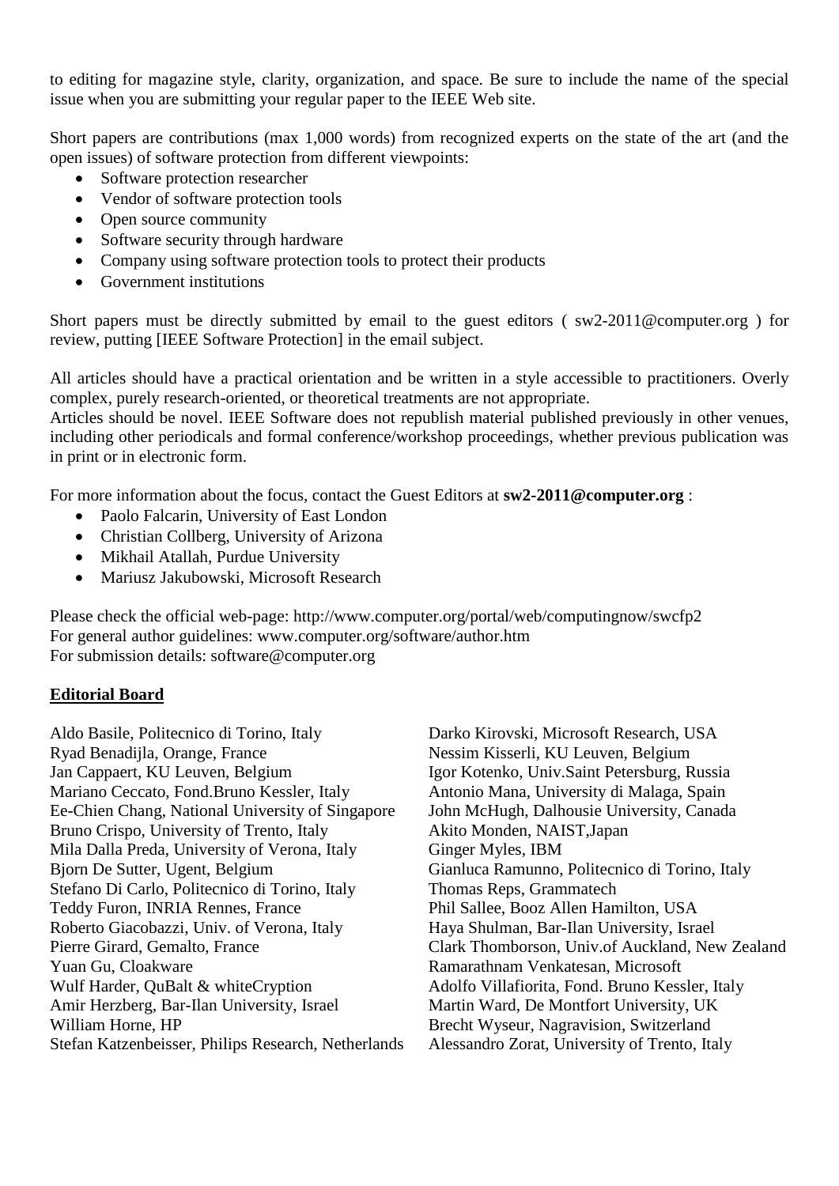to editing for magazine style, clarity, organization, and space. Be sure to include the name of the special issue when you are submitting your regular paper to the IEEE Web site.

Short papers are contributions (max 1,000 words) from recognized experts on the state of the art (and the open issues) of software protection from different viewpoints:

- Software protection researcher
- Vendor of software protection tools
- Open source community
- Software security through hardware
- Company using software protection tools to protect their products
- Government institutions

Short papers must be directly submitted by email to the guest editors ( sw2-2011@computer.org ) for review, putting [IEEE Software Protection] in the email subject.

All articles should have a practical orientation and be written in a style accessible to practitioners. Overly complex, purely research-oriented, or theoretical treatments are not appropriate.
Articles should be novel. IEEE Software does not republish material published previously in other venues, including other periodicals and formal conference/workshop proceedings, whether previous publication was in print or in electronic form.

For more information about the focus, contact the Guest Editors at **sw2-2011@computer.org** :

- Paolo Falcarin, University of East London
- Christian Collberg, University of Arizona
- Mikhail Atallah, Purdue University
- Mariusz Jakubowski, Microsoft Research

Please check the official web-page: http://www.computer.org/portal/web/computingnow/swcfp2
For general author guidelines: www.computer.org/software/author.htm
For submission details: software@computer.org

## Editorial Board

Aldo Basile, Politecnico di Torino, Italy
Ryad Benadijla, Orange, France
Jan Cappaert, KU Leuven, Belgium
Mariano Ceccato, Fond.Bruno Kessler, Italy
Ee-Chien Chang, National University of Singapore
Bruno Crispo, University of Trento, Italy
Mila Dalla Preda, University of Verona, Italy
Bjorn De Sutter, Ugent, Belgium
Stefano Di Carlo, Politecnico di Torino, Italy
Teddy Furon, INRIA Rennes, France
Roberto Giacobazzi, Univ. of Verona, Italy
Pierre Girard, Gemalto, France
Yuan Gu, Cloakware
Wulf Harder, QuBalt & whiteCryption
Amir Herzberg, Bar-Ilan University, Israel
William Horne, HP
Stefan Katzenbeisser, Philips Research, Netherlands
Darko Kirovski, Microsoft Research, USA
Nessim Kisserli, KU Leuven, Belgium
Igor Kotenko, Univ.Saint Petersburg, Russia
Antonio Mana, University di Malaga, Spain
John McHugh, Dalhousie University, Canada
Akito Monden, NAIST,Japan
Ginger Myles, IBM
Gianluca Ramunno, Politecnico di Torino, Italy
Thomas Reps, Grammatech
Phil Sallee, Booz Allen Hamilton, USA
Haya Shulman, Bar-Ilan University, Israel
Clark Thomborson, Univ.of Auckland, New Zealand
Ramarathnam Venkatesan, Microsoft
Adolfo Villafiorita, Fond. Bruno Kessler, Italy
Martin Ward, De Montfort University, UK
Brecht Wyseur, Nagravision, Switzerland
Alessandro Zorat, University of Trento, Italy